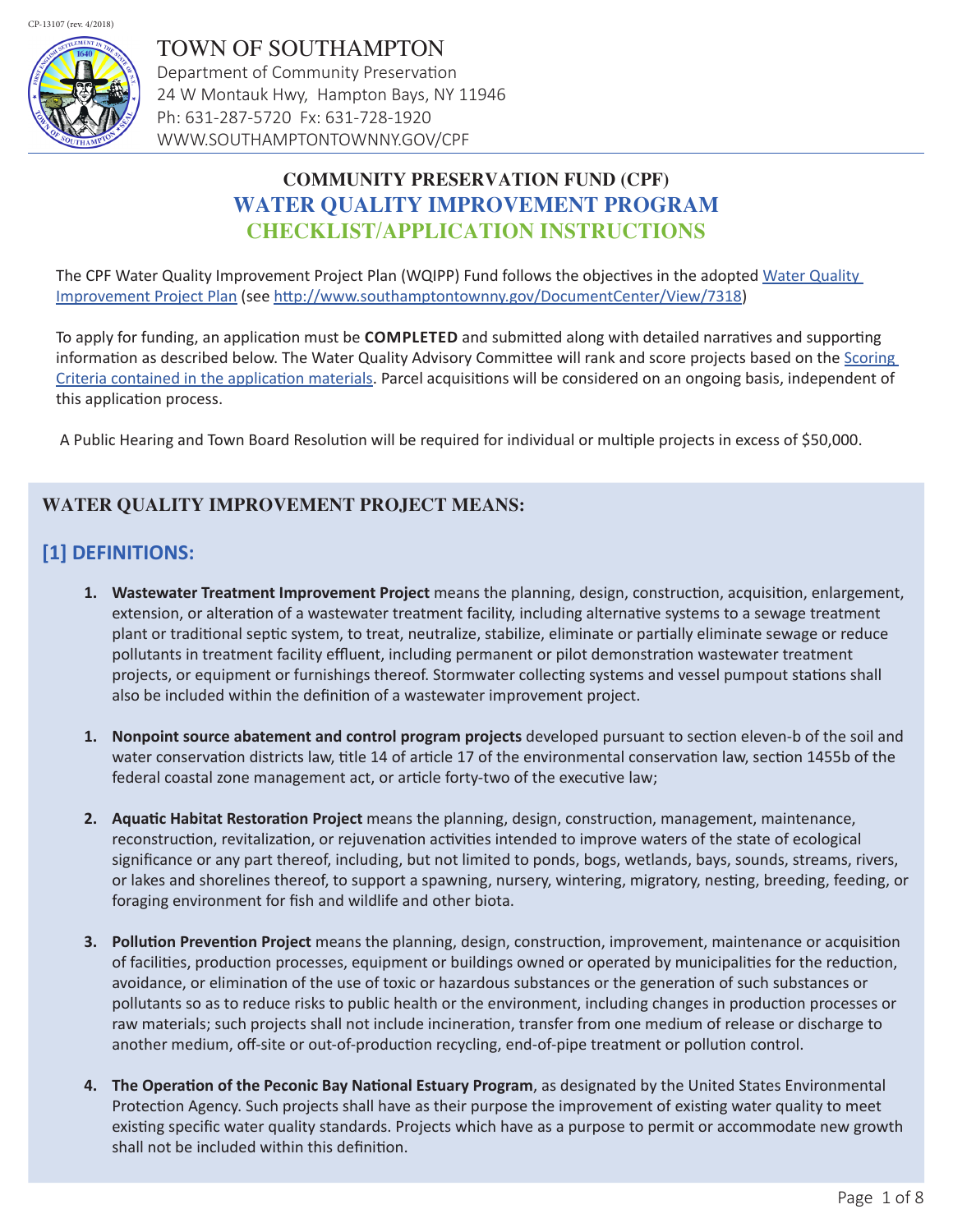CP-13107 (rev. 4/2018)

# TOWN OF SOUTHAMPTON

Department of Community Preservation
24 W Montauk Hwy, Hampton Bays, NY 11946
Ph: 631-287-5720 Fx: 631-728-1920
WWW.SOUTHAMPTONTOWNNY.GOV/CPF

## COMMUNITY PRESERVATION FUND (CPF)
## WATER QUALITY IMPROVEMENT PROGRAM
## CHECKLIST/APPLICATION INSTRUCTIONS

The CPF Water Quality Improvement Project Plan (WQIPP) Fund follows the objectives in the adopted Water Quality Improvement Project Plan (see http://www.southamptontownny.gov/DocumentCenter/View/7318)

To apply for funding, an application must be **COMPLETED** and submitted along with detailed narratives and supporting information as described below. The Water Quality Advisory Committee will rank and score projects based on the Scoring Criteria contained in the application materials. Parcel acquisitions will be considered on an ongoing basis, independent of this application process.

A Public Hearing and Town Board Resolution will be required for individual or multiple projects in excess of $50,000.

## WATER QUALITY IMPROVEMENT PROJECT MEANS:

## [1] DEFINITIONS:

1. **Wastewater Treatment Improvement Project** means the planning, design, construction, acquisition, enlargement, extension, or alteration of a wastewater treatment facility, including alternative systems to a sewage treatment plant or traditional septic system, to treat, neutralize, stabilize, eliminate or partially eliminate sewage or reduce pollutants in treatment facility effluent, including permanent or pilot demonstration wastewater treatment projects, or equipment or furnishings thereof. Stormwater collecting systems and vessel pumpout stations shall also be included within the definition of a wastewater improvement project.

1. **Nonpoint source abatement and control program projects** developed pursuant to section eleven-b of the soil and water conservation districts law, title 14 of article 17 of the environmental conservation law, section 1455b of the federal coastal zone management act, or article forty-two of the executive law;

2. **Aquatic Habitat Restoration Project** means the planning, design, construction, management, maintenance, reconstruction, revitalization, or rejuvenation activities intended to improve waters of the state of ecological significance or any part thereof, including, but not limited to ponds, bogs, wetlands, bays, sounds, streams, rivers, or lakes and shorelines thereof, to support a spawning, nursery, wintering, migratory, nesting, breeding, feeding, or foraging environment for fish and wildlife and other biota.

3. **Pollution Prevention Project** means the planning, design, construction, improvement, maintenance or acquisition of facilities, production processes, equipment or buildings owned or operated by municipalities for the reduction, avoidance, or elimination of the use of toxic or hazardous substances or the generation of such substances or pollutants so as to reduce risks to public health or the environment, including changes in production processes or raw materials; such projects shall not include incineration, transfer from one medium of release or discharge to another medium, off-site or out-of-production recycling, end-of-pipe treatment or pollution control.

4. **The Operation of the Peconic Bay National Estuary Program**, as designated by the United States Environmental Protection Agency. Such projects shall have as their purpose the improvement of existing water quality to meet existing specific water quality standards. Projects which have as a purpose to permit or accommodate new growth shall not be included within this definition.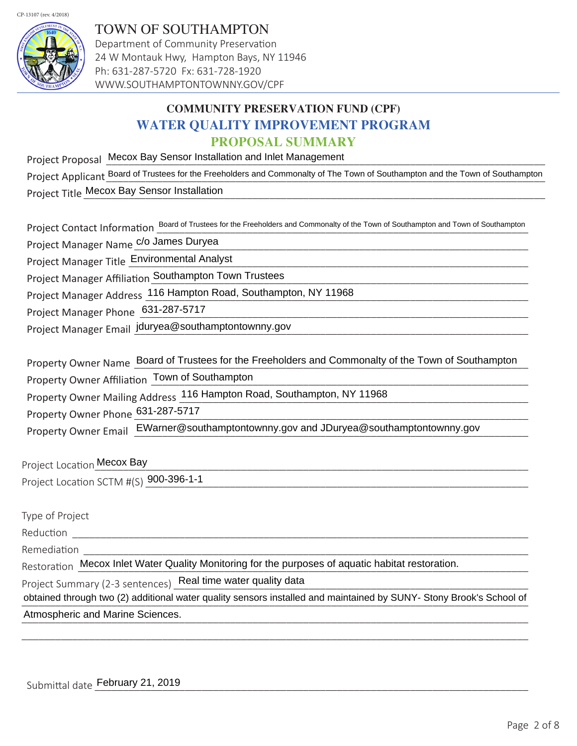CP-13107 (rev. 4/2018)

# TOWN OF SOUTHAMPTON

Department of Community Preservation
24 W Montauk Hwy, Hampton Bays, NY 11946
Ph: 631-287-5720 Fx: 631-728-1920
WWW.SOUTHAMPTONTOWNNY.GOV/CPF

## COMMUNITY PRESERVATION FUND (CPF)

## WATER QUALITY IMPROVEMENT PROGRAM

## PROPOSAL SUMMARY

Project Proposal: Mecox Bay Sensor Installation and Inlet Management

Project Applicant: Board of Trustees for the Freeholders and Commonalty of The Town of Southampton and the Town of Southampton

Project Title: Mecox Bay Sensor Installation

Project Contact Information: Board of Trustees for the Freeholders and Commonalty of the Town of Southampton and Town of Southampton

Project Manager Name: c/o James Duryea

Project Manager Title: Environmental Analyst

Project Manager Affiliation: Southampton Town Trustees

Project Manager Address: 116 Hampton Road, Southampton, NY 11968

Project Manager Phone: 631-287-5717

Project Manager Email: jduryea@southamptontownny.gov

Property Owner Name: Board of Trustees for the Freeholders and Commonalty of the Town of Southampton

Property Owner Affiliation: Town of Southampton

Property Owner Mailing Address: 116 Hampton Road, Southampton, NY 11968

Property Owner Phone: 631-287-5717

Property Owner Email: EWarner@southamptontownny.gov and JDuryea@southamptontownny.gov

Project Location: Mecox Bay

Project Location SCTM #(S): 900-396-1-1

Type of Project

Reduction: 

Remediation: 

Restoration: Mecox Inlet Water Quality Monitoring for the purposes of aquatic habitat restoration.

Project Summary (2-3 sentences): Real time water quality data obtained through two (2) additional water quality sensors installed and maintained by SUNY- Stony Brook's School of Atmospheric and Marine Sciences.

Submittal date: February 21, 2019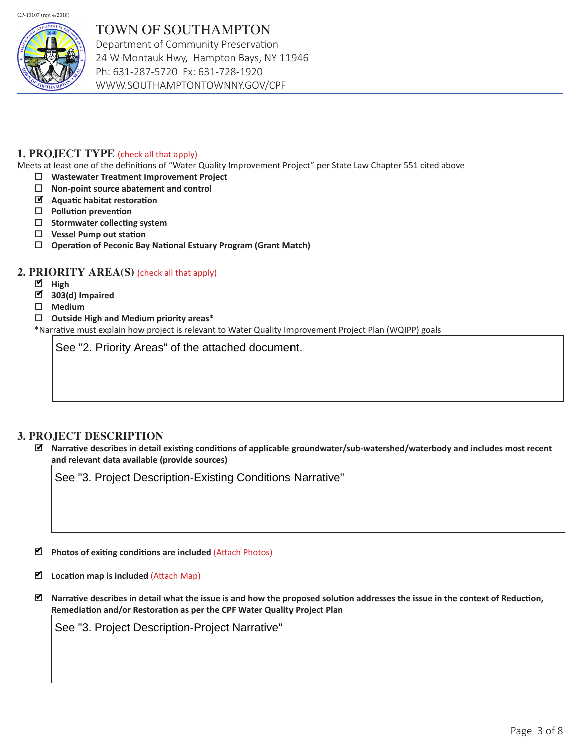CP-13107 (rev. 4/2018)

# TOWN OF SOUTHAMPTON

Department of Community Preservation
24 W Montauk Hwy, Hampton Bays, NY 11946
Ph: 631-287-5720 Fx: 631-728-1920
WWW.SOUTHAMPTONTOWNNY.GOV/CPF

## 1. PROJECT TYPE (check all that apply)

Meets at least one of the definitions of "Water Quality Improvement Project" per State Law Chapter 551 cited above

- ☐ **Wastewater Treatment Improvement Project**
- ☐ **Non-point source abatement and control**
- ☑ **Aquatic habitat restoration**
- ☐ **Pollution prevention**
- ☐ **Stormwater collecting system**
- ☐ **Vessel Pump out station**
- ☐ **Operation of Peconic Bay National Estuary Program (Grant Match)**

## 2. PRIORITY AREA(S) (check all that apply)

- ☑ **High**
- ☑ **303(d) Impaired**
- ☐ **Medium**
- ☐ **Outside High and Medium priority areas***

*Narrative must explain how project is relevant to Water Quality Improvement Project Plan (WQIPP) goals

> See "2. Priority Areas" of the attached document.

## 3. PROJECT DESCRIPTION

- ☑ **Narrative describes in detail existing conditions of applicable groundwater/sub-watershed/waterbody and includes most recent and relevant data available (provide sources)**

> See "3. Project Description-Existing Conditions Narrative"

- ☑ **Photos of exiting conditions are included** (Attach Photos)

- ☑ **Location map is included** (Attach Map)

- ☑ **Narrative describes in detail what the issue is and how the proposed solution addresses the issue in the context of Reduction, Remediation and/or Restoration as per the CPF Water Quality Project Plan**

> See "3. Project Description-Project Narrative"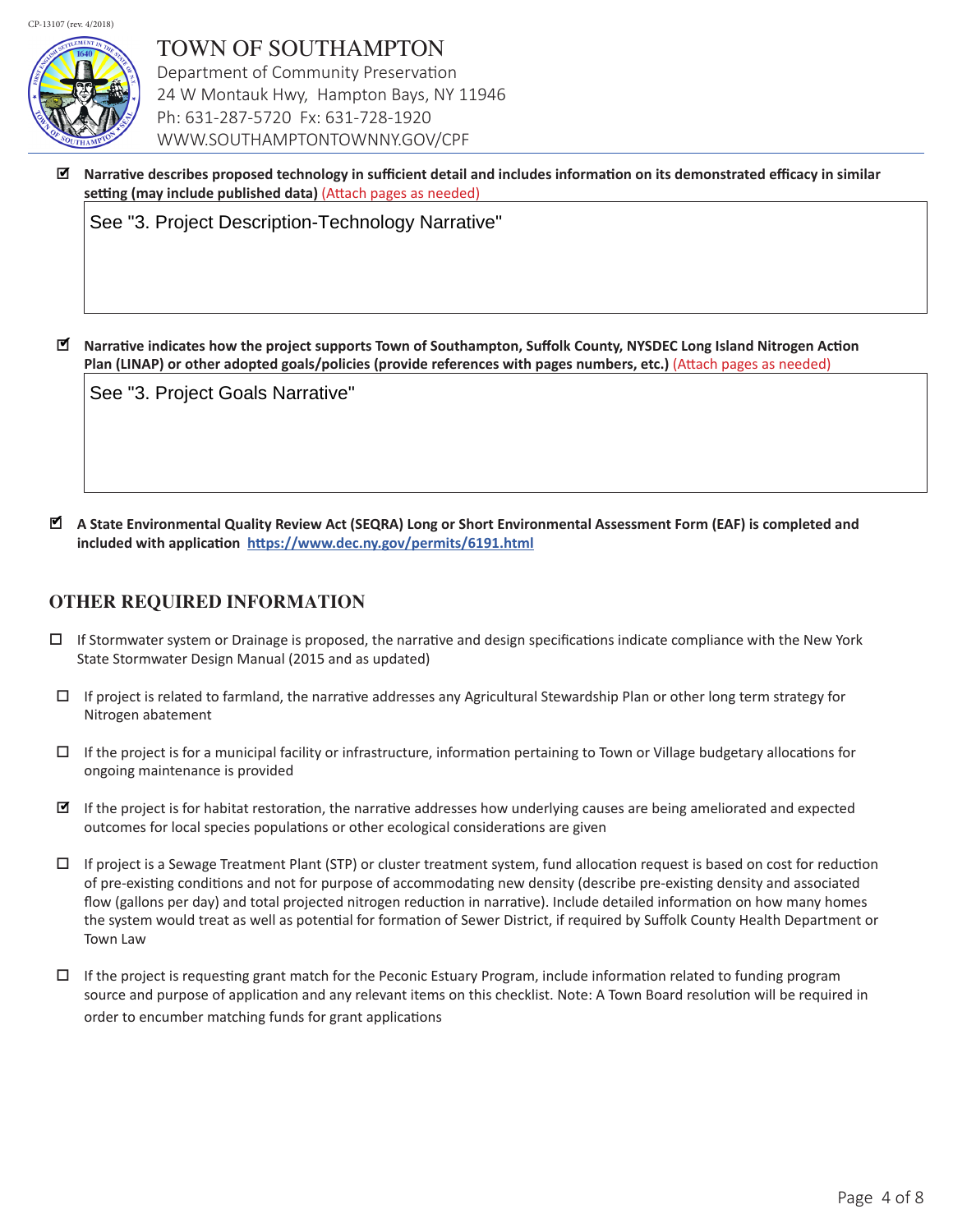CP-13107 (rev. 4/2018)

# TOWN OF SOUTHAMPTON

Department of Community Preservation
24 W Montauk Hwy, Hampton Bays, NY 11946
Ph: 631-287-5720 Fx: 631-728-1920
WWW.SOUTHAMPTONTOWNNY.GOV/CPF

- [x] **Narrative describes proposed technology in sufficient detail and includes information on its demonstrated efficacy in similar setting (may include published data)** (Attach pages as needed)

  See "3. Project Description-Technology Narrative"

- [x] **Narrative indicates how the project supports Town of Southampton, Suffolk County, NYSDEC Long Island Nitrogen Action Plan (LINAP) or other adopted goals/policies (provide references with pages numbers, etc.)** (Attach pages as needed)

  See "3. Project Goals Narrative"

- [x] **A State Environmental Quality Review Act (SEQRA) Long or Short Environmental Assessment Form (EAF) is completed and included with application** **https://www.dec.ny.gov/permits/6191.html**

## OTHER REQUIRED INFORMATION

- [ ] If Stormwater system or Drainage is proposed, the narrative and design specifications indicate compliance with the New York State Stormwater Design Manual (2015 and as updated)
- [ ] If project is related to farmland, the narrative addresses any Agricultural Stewardship Plan or other long term strategy for Nitrogen abatement
- [ ] If the project is for a municipal facility or infrastructure, information pertaining to Town or Village budgetary allocations for ongoing maintenance is provided
- [x] If the project is for habitat restoration, the narrative addresses how underlying causes are being ameliorated and expected outcomes for local species populations or other ecological considerations are given
- [ ] If project is a Sewage Treatment Plant (STP) or cluster treatment system, fund allocation request is based on cost for reduction of pre-existing conditions and not for purpose of accommodating new density (describe pre-existing density and associated flow (gallons per day) and total projected nitrogen reduction in narrative). Include detailed information on how many homes the system would treat as well as potential for formation of Sewer District, if required by Suffolk County Health Department or Town Law
- [ ] If the project is requesting grant match for the Peconic Estuary Program, include information related to funding program source and purpose of application and any relevant items on this checklist. Note: A Town Board resolution will be required in order to encumber matching funds for grant applications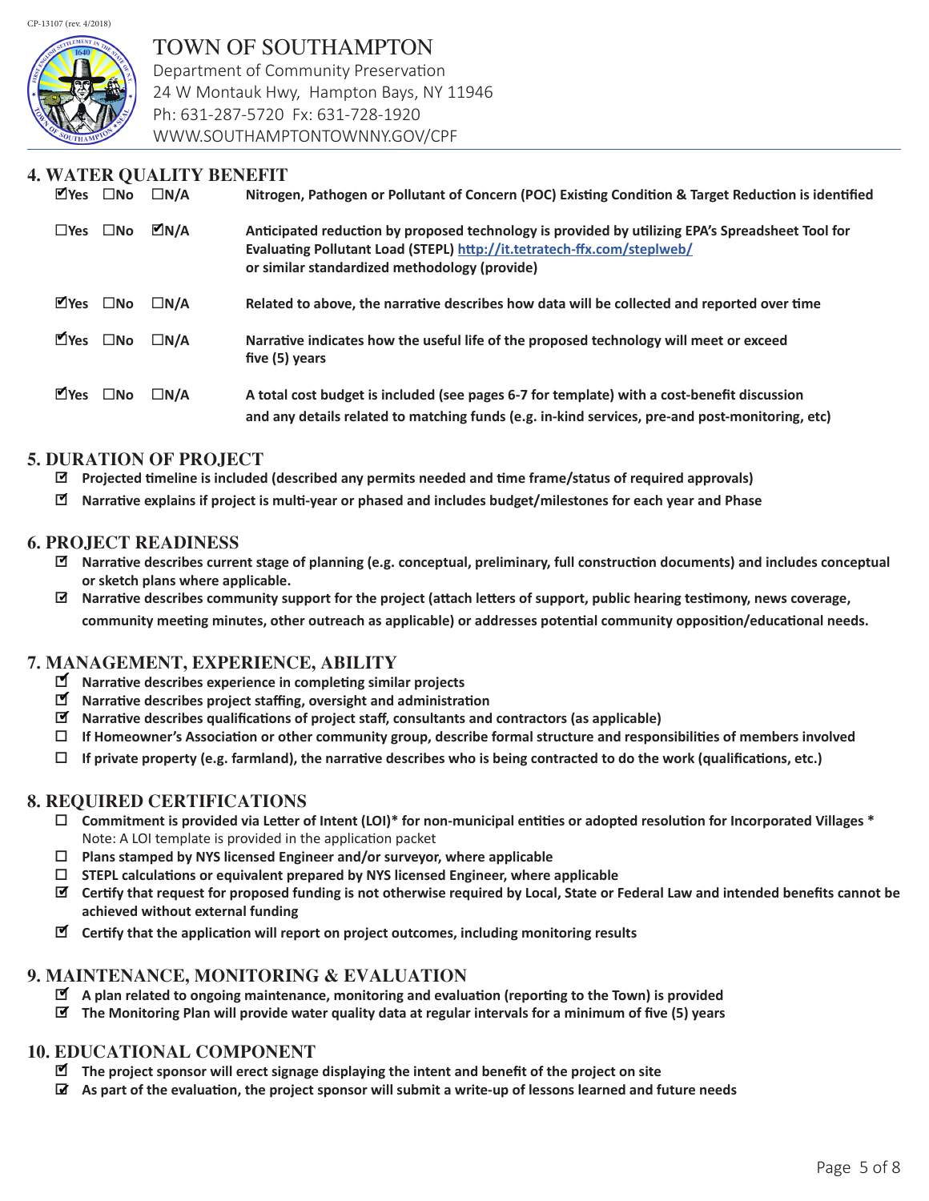CP-13107 (rev. 4/2018)

# TOWN OF SOUTHAMPTON

Department of Community Preservation
24 W Montauk Hwy, Hampton Bays, NY 11946
Ph: 631-287-5720 Fx: 631-728-1920
WWW.SOUTHAMPTONTOWNNY.GOV/CPF

## 4. WATER QUALITY BENEFIT

| | | | |
|---|---|---|---|
| ☑Yes | ☐No | ☐N/A | **Nitrogen, Pathogen or Pollutant of Concern (POC) Existing Condition & Target Reduction is identified** |
| ☐Yes | ☐No | ☑N/A | **Anticipated reduction by proposed technology is provided by utilizing EPA's Spreadsheet Tool for Evaluating Pollutant Load (STEPL) http://it.tetratech-ffx.com/steplweb/ or similar standardized methodology (provide)** |
| ☑Yes | ☐No | ☐N/A | **Related to above, the narrative describes how data will be collected and reported over time** |
| ☑Yes | ☐No | ☐N/A | **Narrative indicates how the useful life of the proposed technology will meet or exceed five (5) years** |
| ☑Yes | ☐No | ☐N/A | **A total cost budget is included (see pages 6-7 for template) with a cost-benefit discussion and any details related to matching funds (e.g. in-kind services, pre-and post-monitoring, etc)** |

## 5. DURATION OF PROJECT

- ☑ **Projected timeline is included (described any permits needed and time frame/status of required approvals)**
- ☑ **Narrative explains if project is multi-year or phased and includes budget/milestones for each year and Phase**

## 6. PROJECT READINESS

- ☑ **Narrative describes current stage of planning (e.g. conceptual, preliminary, full construction documents) and includes conceptual or sketch plans where applicable.**
- ☑ **Narrative describes community support for the project (attach letters of support, public hearing testimony, news coverage, community meeting minutes, other outreach as applicable) or addresses potential community opposition/educational needs.**

## 7. MANAGEMENT, EXPERIENCE, ABILITY

- ☑ **Narrative describes experience in completing similar projects**
- ☑ **Narrative describes project staffing, oversight and administration**
- ☑ **Narrative describes qualifications of project staff, consultants and contractors (as applicable)**
- ☐ **If Homeowner's Association or other community group, describe formal structure and responsibilities of members involved**
- ☐ **If private property (e.g. farmland), the narrative describes who is being contracted to do the work (qualifications, etc.)**

## 8. REQUIRED CERTIFICATIONS

- ☐ **Commitment is provided via Letter of Intent (LOI)* for non-municipal entities or adopted resolution for Incorporated Villages ***
  Note: A LOI template is provided in the application packet
- ☐ **Plans stamped by NYS licensed Engineer and/or surveyor, where applicable**
- ☐ **STEPL calculations or equivalent prepared by NYS licensed Engineer, where applicable**
- ☑ **Certify that request for proposed funding is not otherwise required by Local, State or Federal Law and intended benefits cannot be achieved without external funding**
- ☑ **Certify that the application will report on project outcomes, including monitoring results**

## 9. MAINTENANCE, MONITORING & EVALUATION

- ☑ **A plan related to ongoing maintenance, monitoring and evaluation (reporting to the Town) is provided**
- ☑ **The Monitoring Plan will provide water quality data at regular intervals for a minimum of five (5) years**

## 10. EDUCATIONAL COMPONENT

- ☑ **The project sponsor will erect signage displaying the intent and benefit of the project on site**
- ☑ **As part of the evaluation, the project sponsor will submit a write-up of lessons learned and future needs**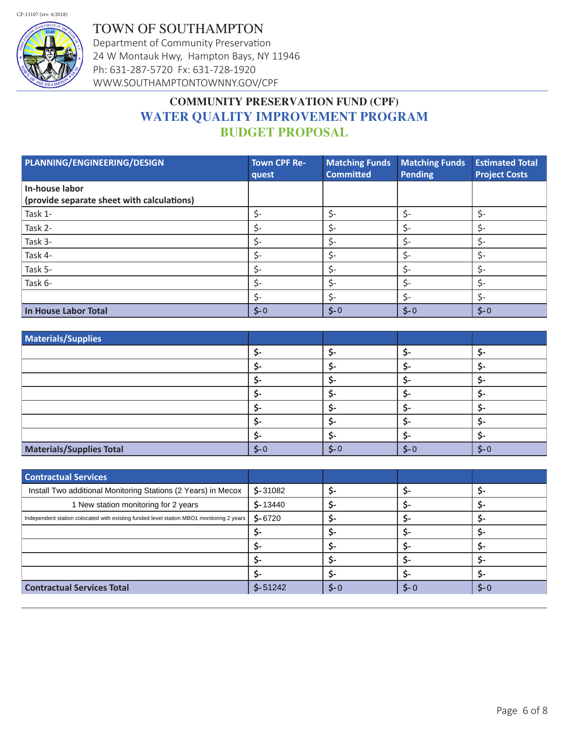CP-13107 (rev. 4/2018)

# TOWN OF SOUTHAMPTON

Department of Community Preservation
24 W Montauk Hwy, Hampton Bays, NY 11946
Ph: 631-287-5720 Fx: 631-728-1920
WWW.SOUTHAMPTONTOWNNY.GOV/CPF

## COMMUNITY PRESERVATION FUND (CPF)
## WATER QUALITY IMPROVEMENT PROGRAM
## BUDGET PROPOSAL

| PLANNING/ENGINEERING/DESIGN | Town CPF Request | Matching Funds Committed | Matching Funds Pending | Estimated Total Project Costs |
|---|---|---|---|---|
| **In-house labor (provide separate sheet with calculations)** | | | | |
| Task 1- | $- | $- | $- | $- |
| Task 2- | $- | $- | $- | $- |
| Task 3- | $- | $- | $- | $- |
| Task 4- | $- | $- | $- | $- |
| Task 5- | $- | $- | $- | $- |
| Task 6- | $- | $- | $- | $- |
| | $- | $- | $- | $- |
| **In House Labor Total** | $-0 | $-0 | $-0 | $-0 |

| Materials/Supplies | | | | |
|---|---|---|---|---|
| | $- | $- | $- | $- |
| | $- | $- | $- | $- |
| | $- | $- | $- | $- |
| | $- | $- | $- | $- |
| | $- | $- | $- | $- |
| | $- | $- | $- | $- |
| | $- | $- | $- | $- |
| **Materials/Supplies Total** | $-0 | $-0 | $-0 | $-0 |

| Contractual Services | | | | |
|---|---|---|---|---|
| Install Two additional Monitoring Stations (2 Years) in Mecox | $-31082 | $- | $- | $- |
| 1 New station monitoring for 2 years | $-13440 | $- | $- | $- |
| Independent station colocated with existing funded level station MBO1 monitoring 2 years | $-6720 | $- | $- | $- |
| | $- | $- | $- | $- |
| | $- | $- | $- | $- |
| | $- | $- | $- | $- |
| | $- | $- | $- | $- |
| **Contractual Services Total** | $-51242 | $-0 | $-0 | $-0 |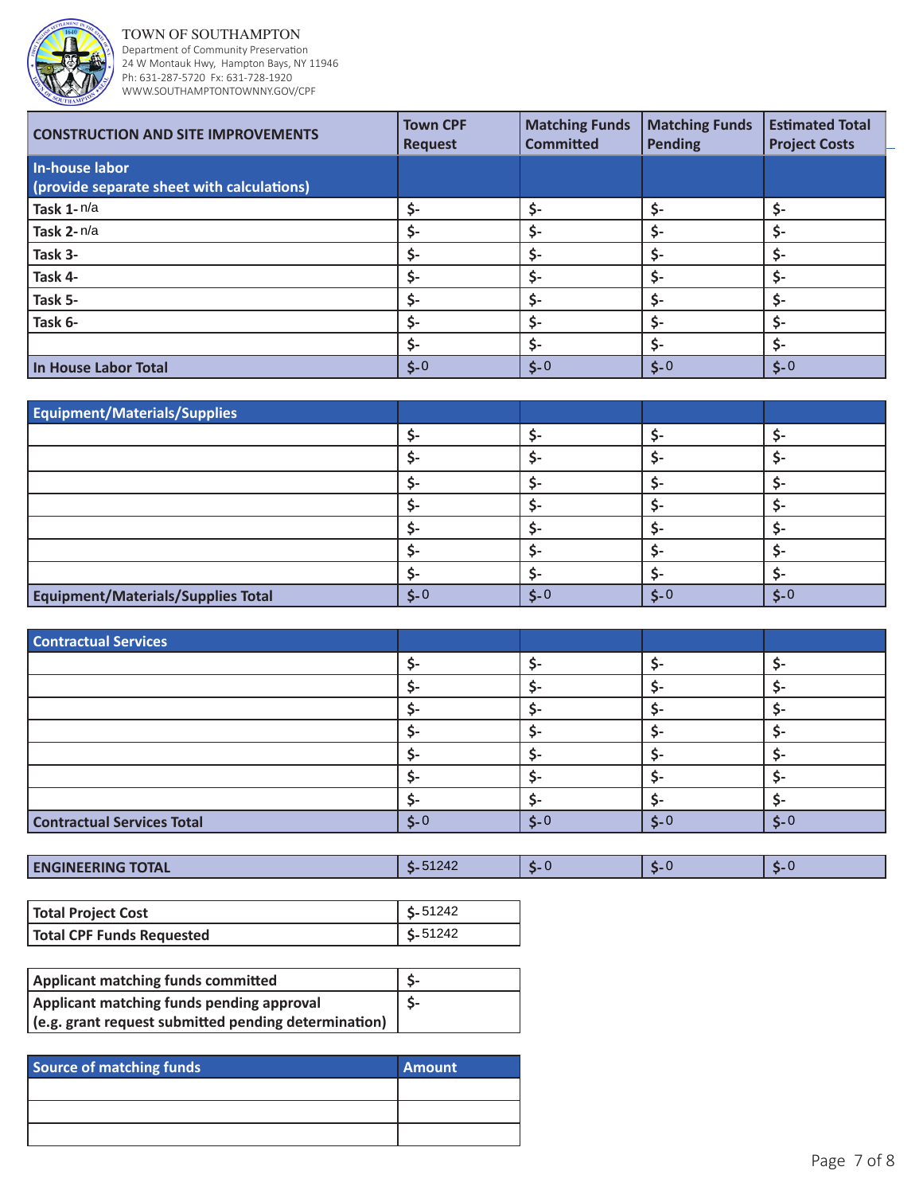TOWN OF SOUTHAMPTON
Department of Community Preservation
24 W Montauk Hwy, Hampton Bays, NY 11946
Ph: 631-287-5720 Fx: 631-728-1920
WWW.SOUTHAMPTONTOWNNY.GOV/CPF

| CONSTRUCTION AND SITE IMPROVEMENTS | Town CPF Request | Matching Funds Committed | Matching Funds Pending | Estimated Total Project Costs |
|---|---|---|---|---|
| **In-house labor (provide separate sheet with calculations)** | | | | |
| Task 1- n/a | $- | $- | $- | $- |
| Task 2- n/a | $- | $- | $- | $- |
| Task 3- | $- | $- | $- | $- |
| Task 4- | $- | $- | $- | $- |
| Task 5- | $- | $- | $- | $- |
| Task 6- | $- | $- | $- | $- |
| | $- | $- | $- | $- |
| **In House Labor Total** | $- 0 | $- 0 | $- 0 | $- 0 |

| Equipment/Materials/Supplies | | | | |
|---|---|---|---|---|
| | $- | $- | $- | $- |
| | $- | $- | $- | $- |
| | $- | $- | $- | $- |
| | $- | $- | $- | $- |
| | $- | $- | $- | $- |
| | $- | $- | $- | $- |
| | $- | $- | $- | $- |
| **Equipment/Materials/Supplies Total** | $- 0 | $- 0 | $- 0 | $- 0 |

| Contractual Services | | | | |
|---|---|---|---|---|
| | $- | $- | $- | $- |
| | $- | $- | $- | $- |
| | $- | $- | $- | $- |
| | $- | $- | $- | $- |
| | $- | $- | $- | $- |
| | $- | $- | $- | $- |
| | $- | $- | $- | $- |
| **Contractual Services Total** | $- 0 | $- 0 | $- 0 | $- 0 |

| ENGINEERING TOTAL | $- 51242 | $- 0 | $- 0 | $- 0 |
|---|---|---|---|---|

| Total Project Cost | $- 51242 |
|---|---|
| Total CPF Funds Requested | $- 51242 |

| Applicant matching funds committed | $- |
|---|---|
| Applicant matching funds pending approval (e.g. grant request submitted pending determination) | $- |

| Source of matching funds | Amount |
|---|---|
| | |
| | |
| | |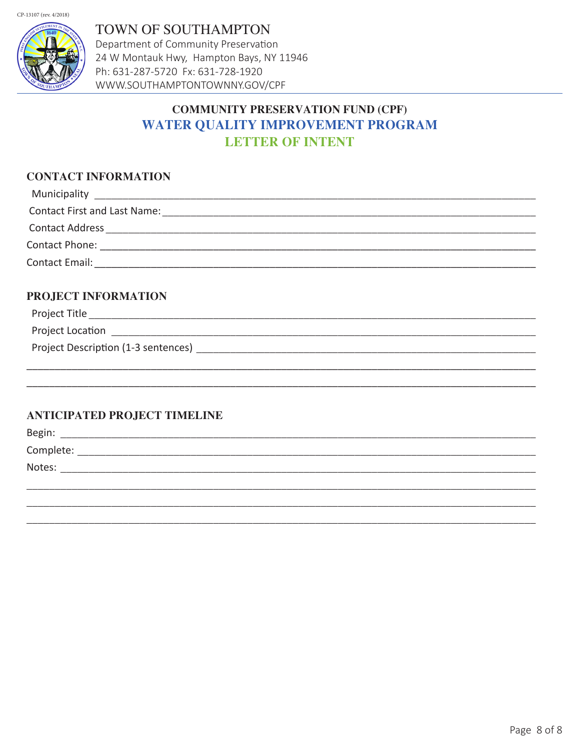CP-13107 (rev. 4/2018)

TOWN OF SOUTHAMPTON
Department of Community Preservation
24 W Montauk Hwy, Hampton Bays, NY 11946
Ph: 631-287-5720 Fx: 631-728-1920
WWW.SOUTHAMPTONTOWNNY.GOV/CPF

# COMMUNITY PRESERVATION FUND (CPF)
# WATER QUALITY IMPROVEMENT PROGRAM
# LETTER OF INTENT

## CONTACT INFORMATION

Municipality ______________________________________________________________

Contact First and Last Name: _______________________________________________

Contact Address ___________________________________________________________

Contact Phone: ____________________________________________________________

Contact Email: _____________________________________________________________

## PROJECT INFORMATION

Project Title ______________________________________________________________

Project Location ___________________________________________________________

Project Description (1-3 sentences) _________________________________________

__________________________________________________________________________

__________________________________________________________________________

## ANTICIPATED PROJECT TIMELINE

Begin: ___________________________________________________________________

Complete: ________________________________________________________________

Notes: ___________________________________________________________________

__________________________________________________________________________

__________________________________________________________________________

__________________________________________________________________________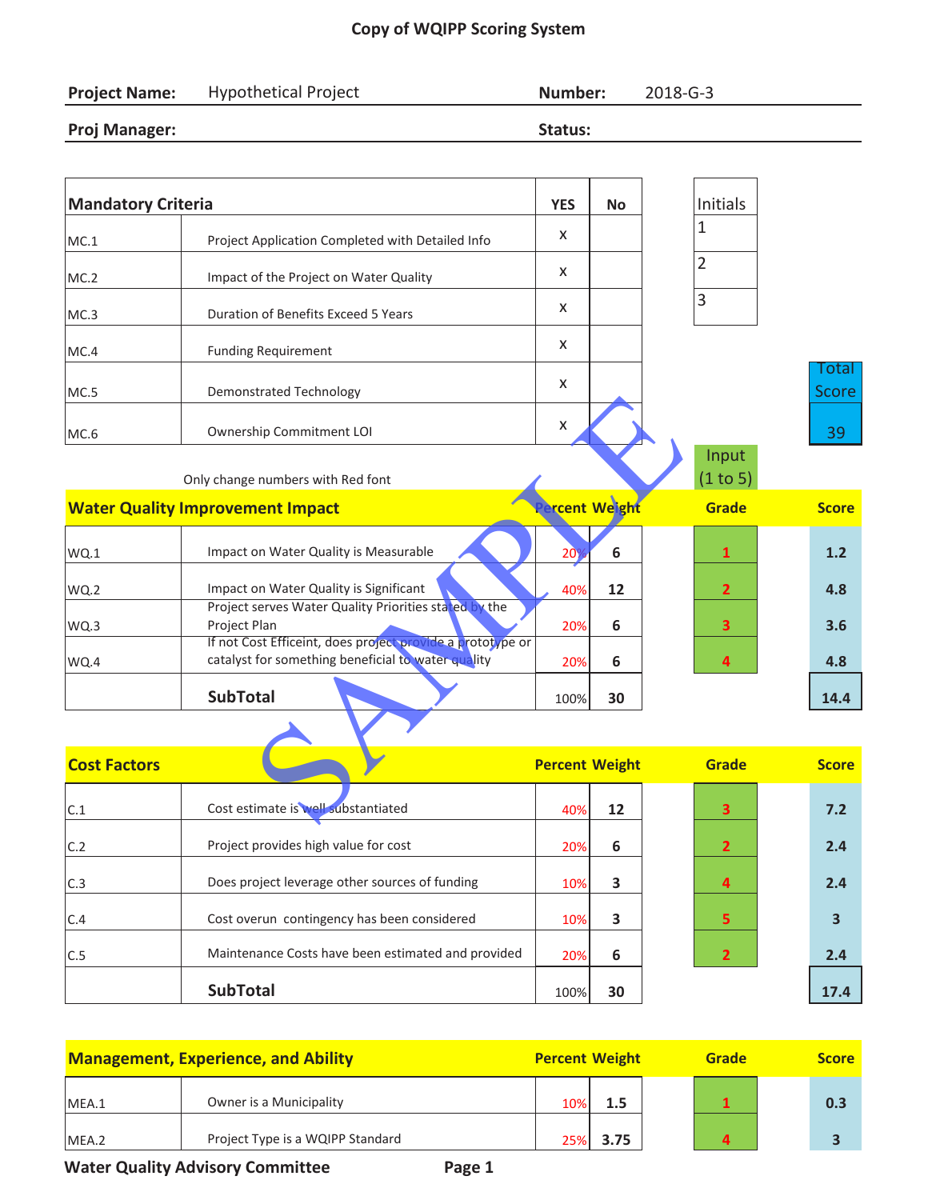# Copy of WQIPP Scoring System

| **Project Name:** | Hypothetical Project | **Number:** | 2018-G-3 |
|---|---|---|---|
| **Proj Manager:** | | **Status:** | |

| **Mandatory Criteria** | | **YES** | **No** |
|---|---|---|---|
| MC.1 | Project Application Completed with Detailed Info | x | |
| MC.2 | Impact of the Project on Water Quality | x | |
| MC.3 | Duration of Benefits Exceed 5 Years | x | |
| MC.4 | Funding Requirement | x | |
| MC.5 | Demonstrated Technology | x | |
| MC.6 | Ownership Commitment LOI | x | |

| Initials |
|---|
| 1 |
| 2 |
| 3 |

**Total Score:** 39

SAMPLE

Only change numbers with Red font

| **Water Quality Improvement Impact** | | **Percent** | **Weight** | **Grade** Input (1 to 5) | **Score** |
|---|---|---|---|---|---|
| WQ.1 | Impact on Water Quality is Measurable | 20% | 6 | 1 | 1.2 |
| WQ.2 | Impact on Water Quality is Significant | 40% | 12 | 2 | 4.8 |
| WQ.3 | Project serves Water Quality Priorities stated by the Project Plan | 20% | 6 | 3 | 3.6 |
| WQ.4 | If not Cost Efficeint, does project provide a prototype or catalyst for something beneficial to water quality | 20% | 6 | 4 | 4.8 |
| | **SubTotal** | 100% | 30 | | 14.4 |

| **Cost Factors** | | **Percent** | **Weight** | **Grade** | **Score** |
|---|---|---|---|---|---|
| C.1 | Cost estimate is well substantiated | 40% | 12 | 3 | 7.2 |
| C.2 | Project provides high value for cost | 20% | 6 | 2 | 2.4 |
| C.3 | Does project leverage other sources of funding | 10% | 3 | 4 | 2.4 |
| C.4 | Cost overun contingency has been considered | 10% | 3 | 5 | 3 |
| C.5 | Maintenance Costs have been estimated and provided | 20% | 6 | 2 | 2.4 |
| | **SubTotal** | 100% | 30 | | 17.4 |

| **Management, Experience, and Ability** | | **Percent** | **Weight** | **Grade** | **Score** |
|---|---|---|---|---|---|
| MEA.1 | Owner is a Municipality | 10% | 1.5 | 1 | 0.3 |
| MEA.2 | Project Type is a WQIPP Standard | 25% | 3.75 | 4 | 3 |

Water Quality Advisory Committee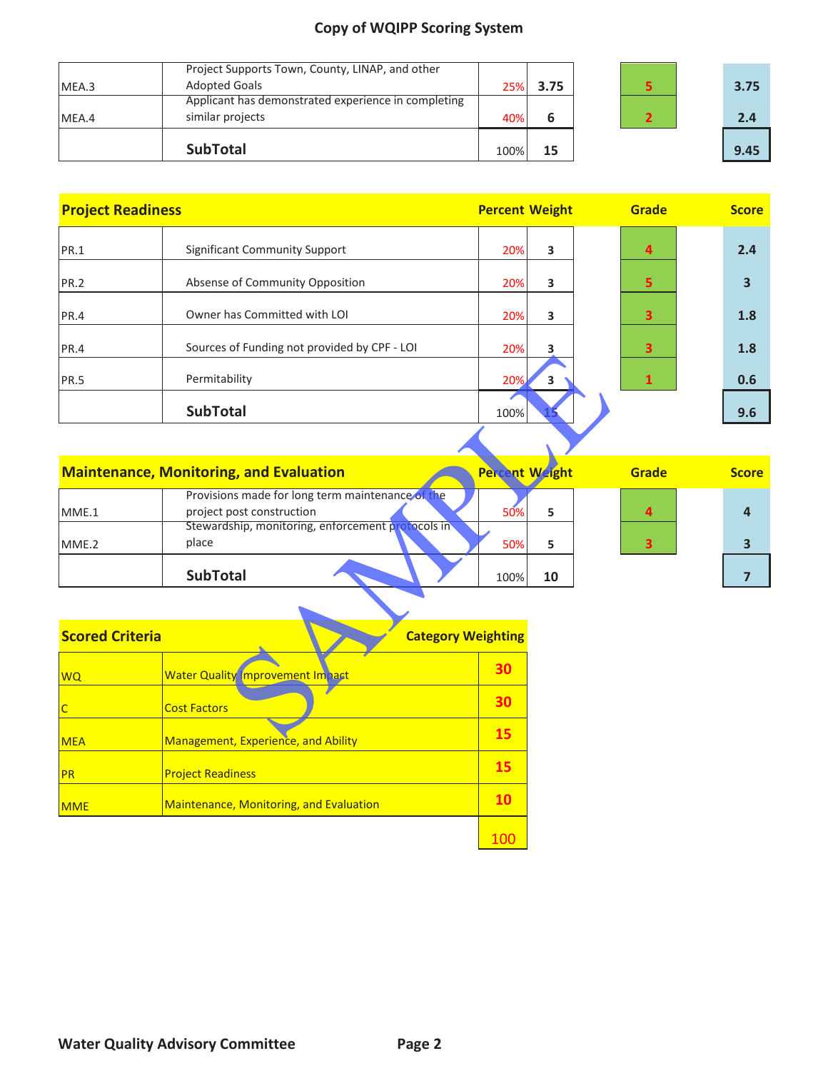# Copy of WQIPP Scoring System

| | | Percent | Weight | Grade | Score |
|---|---|---|---|---|---|
| MEA.3 | Project Supports Town, County, LINAP, and other Adopted Goals | 25% | 3.75 | 5 | 3.75 |
| MEA.4 | Applicant has demonstrated experience in completing similar projects | 40% | 6 | 2 | 2.4 |
| | **SubTotal** | 100% | 15 | | 9.45 |

| **Project Readiness** | | **Percent** | **Weight** | **Grade** | **Score** |
|---|---|---|---|---|---|
| PR.1 | Significant Community Support | 20% | 3 | 4 | 2.4 |
| PR.2 | Absense of Community Opposition | 20% | 3 | 5 | 3 |
| PR.4 | Owner has Committed with LOI | 20% | 3 | 3 | 1.8 |
| PR.4 | Sources of Funding not provided by CPF - LOI | 20% | 3 | 3 | 1.8 |
| PR.5 | Permitability | 20% | 3 | 1 | 0.6 |
| | **SubTotal** | 100% | 15 | | 9.6 |

| **Maintenance, Monitoring, and Evaluation** | | **Percent** | **Weight** | **Grade** | **Score** |
|---|---|---|---|---|---|
| MME.1 | Provisions made for long term maintenance of the project post construction | 50% | 5 | 4 | 4 |
| MME.2 | Stewardship, monitoring, enforcement protocols in place | 50% | 5 | 3 | 3 |
| | **SubTotal** | 100% | 10 | | 7 |

| **Scored Criteria** | | **Category Weighting** |
|---|---|---|
| WQ | Water Quality Improvement Impact | 30 |
| C | Cost Factors | 30 |
| MEA | Management, Experience, and Ability | 15 |
| PR | Project Readiness | 15 |
| MME | Maintenance, Monitoring, and Evaluation | 10 |
| | | 100 |

SAMPLE

**Water Quality Advisory Committee**